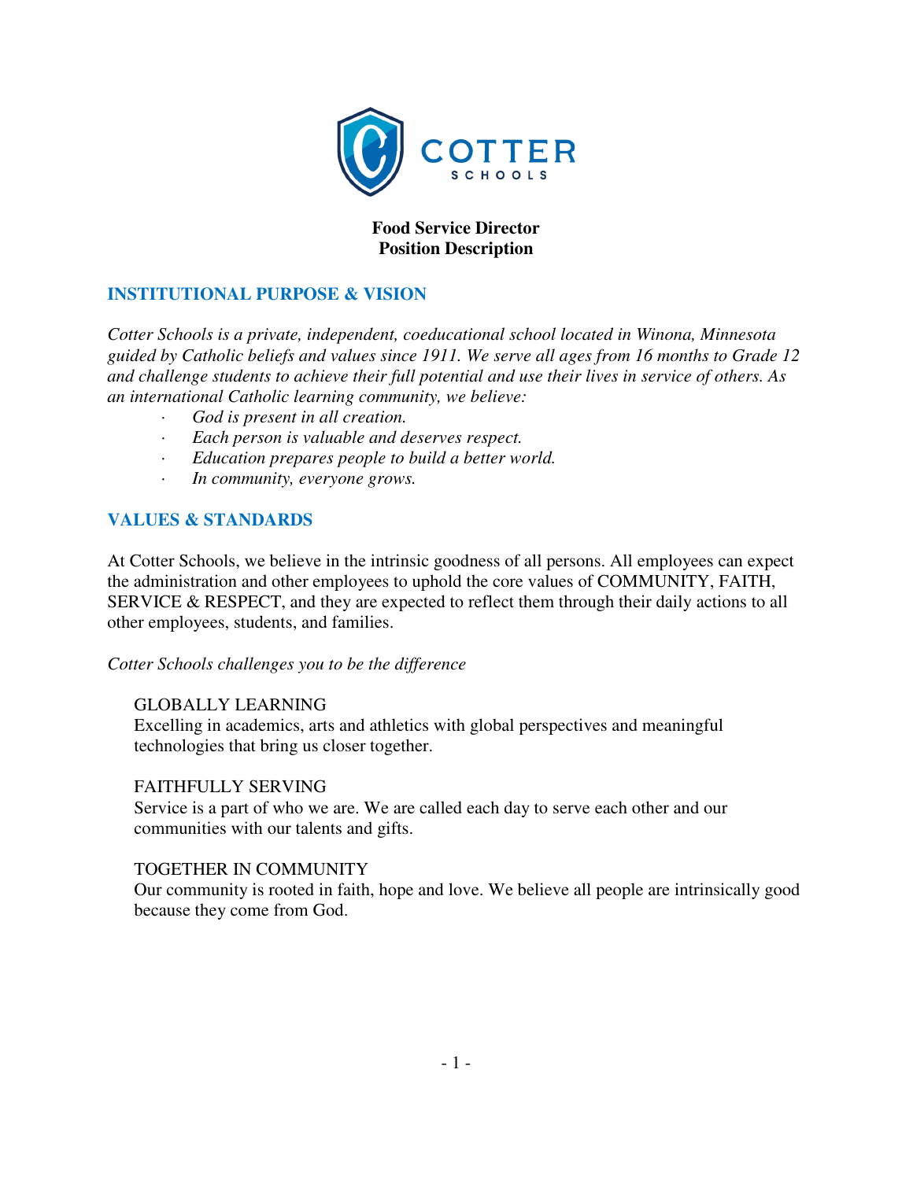# Food Service Director
# Position Description

## INSTITUTIONAL PURPOSE & VISION

*Cotter Schools is a private, independent, coeducational school located in Winona, Minnesota guided by Catholic beliefs and values since 1911. We serve all ages from 16 months to Grade 12 and challenge students to achieve their full potential and use their lives in service of others. As an international Catholic learning community, we believe:*

- *God is present in all creation.*
- *Each person is valuable and deserves respect.*
- *Education prepares people to build a better world.*
- *In community, everyone grows.*

## VALUES & STANDARDS

At Cotter Schools, we believe in the intrinsic goodness of all persons. All employees can expect the administration and other employees to uphold the core values of COMMUNITY, FAITH, SERVICE & RESPECT, and they are expected to reflect them through their daily actions to all other employees, students, and families.

*Cotter Schools challenges you to be the difference*

GLOBALLY LEARNING
Excelling in academics, arts and athletics with global perspectives and meaningful technologies that bring us closer together.

FAITHFULLY SERVING
Service is a part of who we are. We are called each day to serve each other and our communities with our talents and gifts.

TOGETHER IN COMMUNITY
Our community is rooted in faith, hope and love. We believe all people are intrinsically good because they come from God.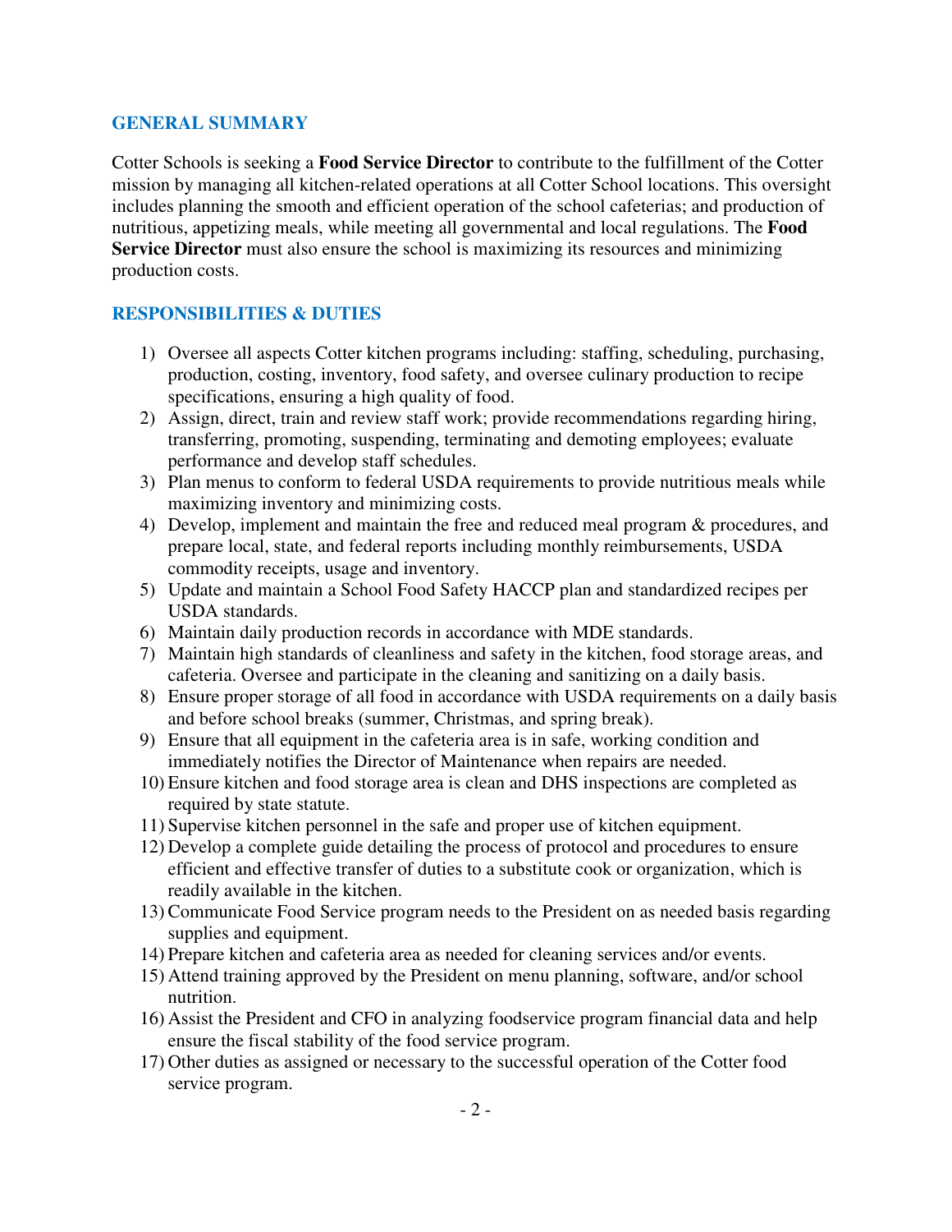## GENERAL SUMMARY

Cotter Schools is seeking a **Food Service Director** to contribute to the fulfillment of the Cotter mission by managing all kitchen-related operations at all Cotter School locations. This oversight includes planning the smooth and efficient operation of the school cafeterias; and production of nutritious, appetizing meals, while meeting all governmental and local regulations. The **Food Service Director** must also ensure the school is maximizing its resources and minimizing production costs.

## RESPONSIBILITIES & DUTIES

1) Oversee all aspects Cotter kitchen programs including: staffing, scheduling, purchasing, production, costing, inventory, food safety, and oversee culinary production to recipe specifications, ensuring a high quality of food.
2) Assign, direct, train and review staff work; provide recommendations regarding hiring, transferring, promoting, suspending, terminating and demoting employees; evaluate performance and develop staff schedules.
3) Plan menus to conform to federal USDA requirements to provide nutritious meals while maximizing inventory and minimizing costs.
4) Develop, implement and maintain the free and reduced meal program & procedures, and prepare local, state, and federal reports including monthly reimbursements, USDA commodity receipts, usage and inventory.
5) Update and maintain a School Food Safety HACCP plan and standardized recipes per USDA standards.
6) Maintain daily production records in accordance with MDE standards.
7) Maintain high standards of cleanliness and safety in the kitchen, food storage areas, and cafeteria. Oversee and participate in the cleaning and sanitizing on a daily basis.
8) Ensure proper storage of all food in accordance with USDA requirements on a daily basis and before school breaks (summer, Christmas, and spring break).
9) Ensure that all equipment in the cafeteria area is in safe, working condition and immediately notifies the Director of Maintenance when repairs are needed.
10) Ensure kitchen and food storage area is clean and DHS inspections are completed as required by state statute.
11) Supervise kitchen personnel in the safe and proper use of kitchen equipment.
12) Develop a complete guide detailing the process of protocol and procedures to ensure efficient and effective transfer of duties to a substitute cook or organization, which is readily available in the kitchen.
13) Communicate Food Service program needs to the President on as needed basis regarding supplies and equipment.
14) Prepare kitchen and cafeteria area as needed for cleaning services and/or events.
15) Attend training approved by the President on menu planning, software, and/or school nutrition.
16) Assist the President and CFO in analyzing foodservice program financial data and help ensure the fiscal stability of the food service program.
17) Other duties as assigned or necessary to the successful operation of the Cotter food service program.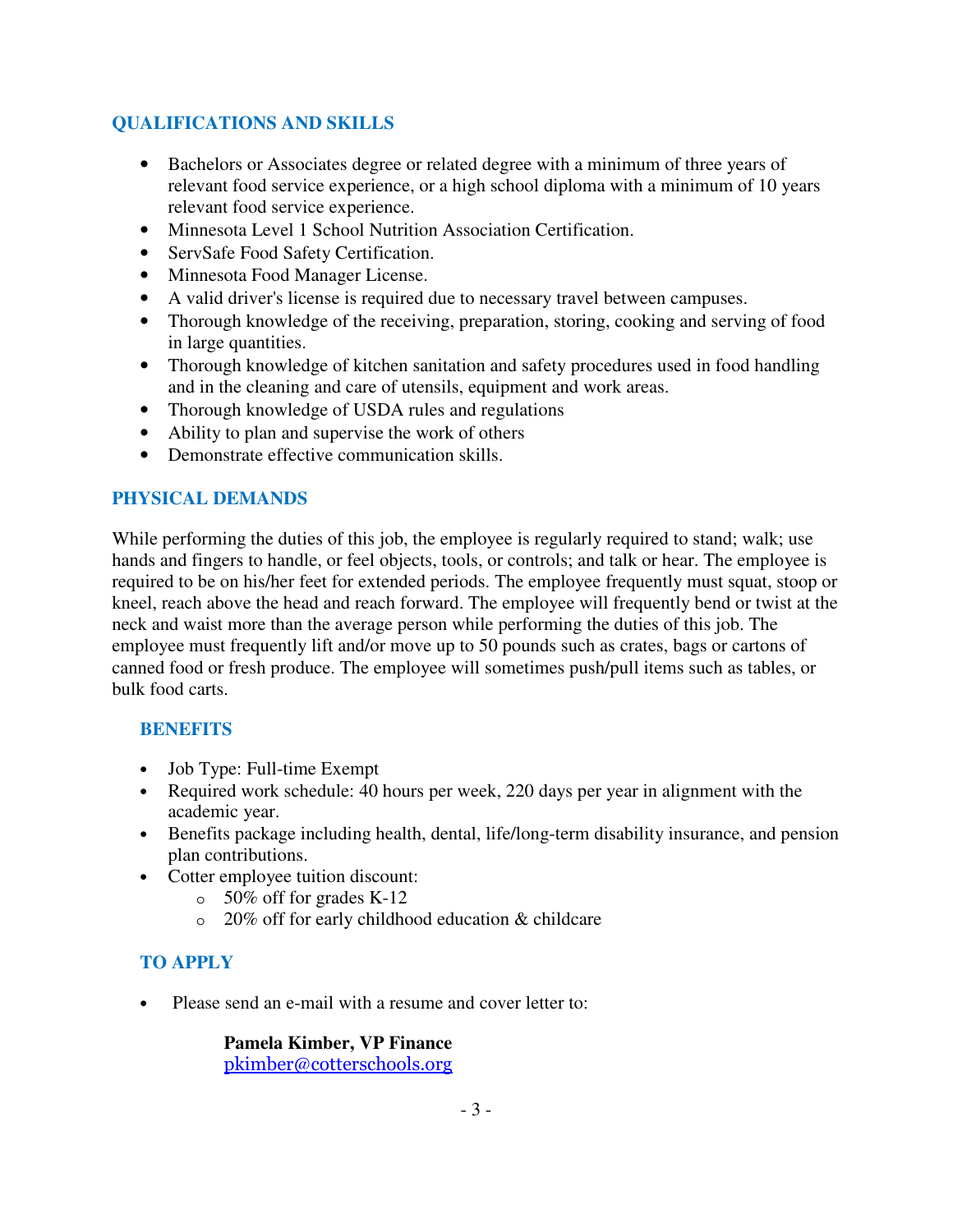## QUALIFICATIONS AND SKILLS

- Bachelors or Associates degree or related degree with a minimum of three years of relevant food service experience, or a high school diploma with a minimum of 10 years relevant food service experience.
- Minnesota Level 1 School Nutrition Association Certification.
- ServSafe Food Safety Certification.
- Minnesota Food Manager License.
- A valid driver's license is required due to necessary travel between campuses.
- Thorough knowledge of the receiving, preparation, storing, cooking and serving of food in large quantities.
- Thorough knowledge of kitchen sanitation and safety procedures used in food handling and in the cleaning and care of utensils, equipment and work areas.
- Thorough knowledge of USDA rules and regulations
- Ability to plan and supervise the work of others
- Demonstrate effective communication skills.

## PHYSICAL DEMANDS

While performing the duties of this job, the employee is regularly required to stand; walk; use hands and fingers to handle, or feel objects, tools, or controls; and talk or hear. The employee is required to be on his/her feet for extended periods. The employee frequently must squat, stoop or kneel, reach above the head and reach forward. The employee will frequently bend or twist at the neck and waist more than the average person while performing the duties of this job. The employee must frequently lift and/or move up to 50 pounds such as crates, bags or cartons of canned food or fresh produce. The employee will sometimes push/pull items such as tables, or bulk food carts.

## BENEFITS

- Job Type: Full-time Exempt
- Required work schedule: 40 hours per week, 220 days per year in alignment with the academic year.
- Benefits package including health, dental, life/long-term disability insurance, and pension plan contributions.
- Cotter employee tuition discount:
  - 50% off for grades K-12
  - 20% off for early childhood education & childcare

## TO APPLY

- Please send an e-mail with a resume and cover letter to:

  **Pamela Kimber, VP Finance**
  pkimber@cotterschools.org